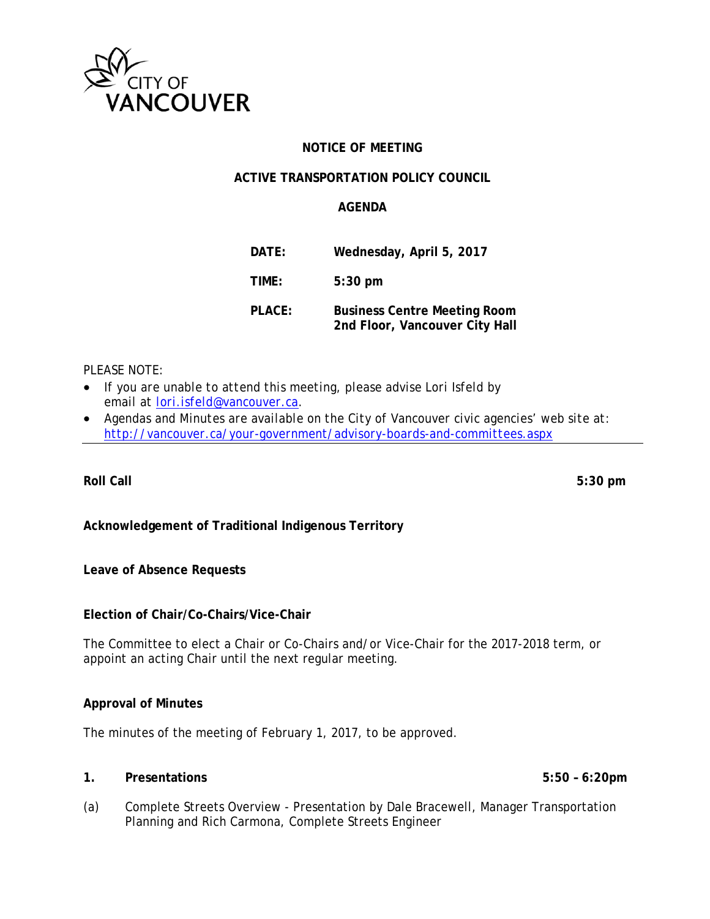CITY OF VANCOUVER

**NOTICE OF MEETING**

**ACTIVE TRANSPORTATION POLICY COUNCIL**

**AGENDA**

| | |
|---|---|
| **DATE:** | **Wednesday, April 5, 2017** |
| **TIME:** | **5:30 pm** |
| **PLACE:** | **Business Centre Meeting Room**<br>**2nd Floor, Vancouver City Hall** |

PLEASE NOTE:

- If you are unable to attend this meeting, please advise Lori Isfeld by email at lori.isfeld@vancouver.ca.
- Agendas and Minutes are available on the City of Vancouver civic agencies' web site at: http://vancouver.ca/your-government/advisory-boards-and-committees.aspx

---

**Roll Call** **5:30 pm**

**Acknowledgement of Traditional Indigenous Territory**

**Leave of Absence Requests**

**Election of Chair/Co-Chairs/Vice-Chair**

The Committee to elect a Chair or Co-Chairs and/or Vice-Chair for the 2017-2018 term, or appoint an acting Chair until the next regular meeting.

**Approval of Minutes**

The minutes of the meeting of February 1, 2017, to be approved.

**1. Presentations** **5:50 – 6:20pm**

(a) Complete Streets Overview - Presentation by Dale Bracewell, Manager Transportation Planning and Rich Carmona, Complete Streets Engineer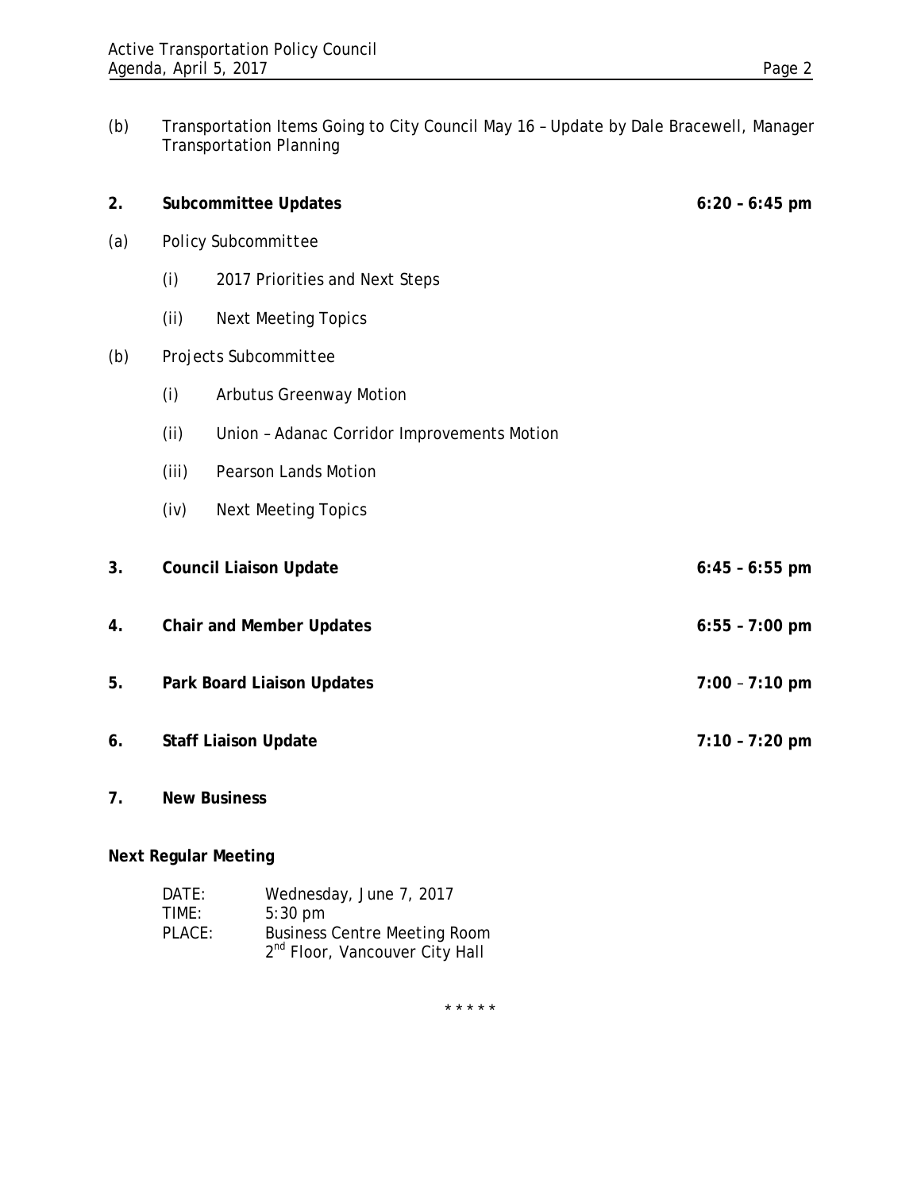(b) Transportation Items Going to City Council May 16 – Update by Dale Bracewell, Manager Transportation Planning

**2. Subcommittee Updates** **6:20 – 6:45 pm**

(a) Policy Subcommittee

- (i) 2017 Priorities and Next Steps
- (ii) Next Meeting Topics

(b) Projects Subcommittee

- (i) Arbutus Greenway Motion
- (ii) Union – Adanac Corridor Improvements Motion
- (iii) Pearson Lands Motion
- (iv) Next Meeting Topics

**3. Council Liaison Update** **6:45 – 6:55 pm**

**4. Chair and Member Updates** **6:55 – 7:00 pm**

**5. Park Board Liaison Updates** **7:00 – 7:10 pm**

**6. Staff Liaison Update** **7:10 – 7:20 pm**

**7. New Business**

**Next Regular Meeting**

DATE: Wednesday, June 7, 2017
TIME: 5:30 pm
PLACE: Business Centre Meeting Room
2nd Floor, Vancouver City Hall

\* \* \* \* \*